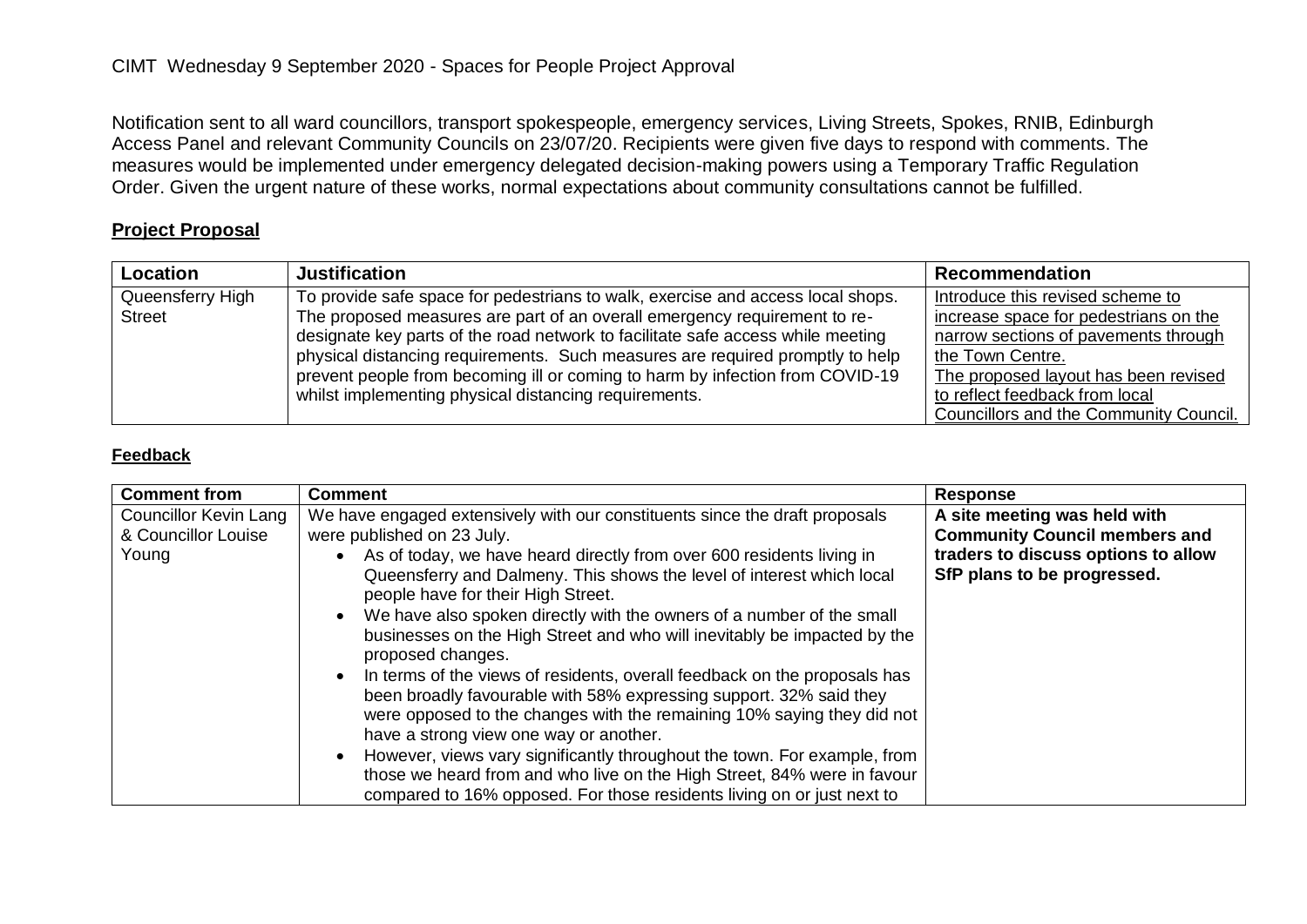CIMT Wednesday 9 September 2020 - Spaces for People Project Approval

Notification sent to all ward councillors, transport spokespeople, emergency services, Living Streets, Spokes, RNIB, Edinburgh Access Panel and relevant Community Councils on 23/07/20. Recipients were given five days to respond with comments. The measures would be implemented under emergency delegated decision-making powers using a Temporary Traffic Regulation Order. Given the urgent nature of these works, normal expectations about community consultations cannot be fulfilled.

## Project Proposal

| Location | Justification | Recommendation |
| --- | --- | --- |
| Queensferry High Street | To provide safe space for pedestrians to walk, exercise and access local shops. The proposed measures are part of an overall emergency requirement to re-designate key parts of the road network to facilitate safe access while meeting physical distancing requirements. Such measures are required promptly to help prevent people from becoming ill or coming to harm by infection from COVID-19 whilst implementing physical distancing requirements. | Introduce this revised scheme to increase space for pedestrians on the narrow sections of pavements through the Town Centre. The proposed layout has been revised to reflect feedback from local Councillors and the Community Council. |

## Feedback

| Comment from | Comment | Response |
| --- | --- | --- |
| Councillor Kevin Lang & Councillor Louise Young | We have engaged extensively with our constituents since the draft proposals were published on 23 July.<br>• As of today, we have heard directly from over 600 residents living in Queensferry and Dalmeny. This shows the level of interest which local people have for their High Street.<br>• We have also spoken directly with the owners of a number of the small businesses on the High Street and who will inevitably be impacted by the proposed changes.<br>• In terms of the views of residents, overall feedback on the proposals has been broadly favourable with 58% expressing support. 32% said they were opposed to the changes with the remaining 10% saying they did not have a strong view one way or another.<br>• However, views vary significantly throughout the town. For example, from those we heard from and who live on the High Street, 84% were in favour compared to 16% opposed. For those residents living on or just next to | **A site meeting was held with Community Council members and traders to discuss options to allow SfP plans to be progressed.** |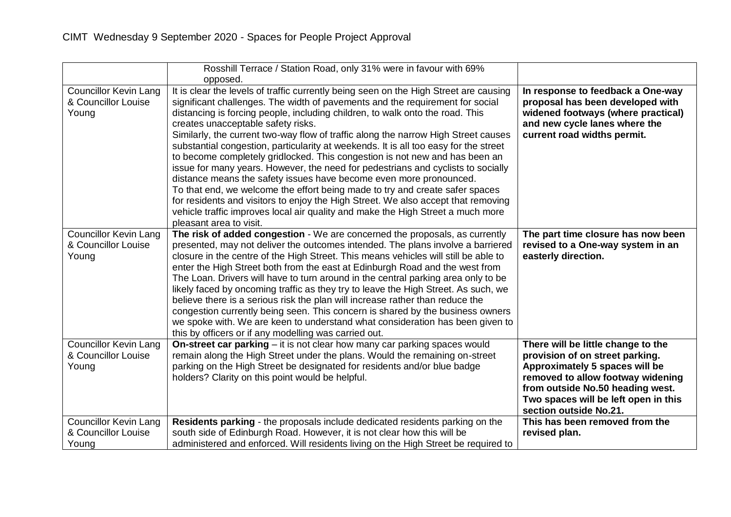| | | |
|---|---|---|
| | Rosshill Terrace / Station Road, only 31% were in favour with 69% opposed. | |
| Councillor Kevin Lang & Councillor Louise Young | It is clear the levels of traffic currently being seen on the High Street are causing significant challenges. The width of pavements and the requirement for social distancing is forcing people, including children, to walk onto the road. This creates unacceptable safety risks.<br>Similarly, the current two-way flow of traffic along the narrow High Street causes substantial congestion, particularity at weekends. It is all too easy for the street to become completely gridlocked. This congestion is not new and has been an issue for many years. However, the need for pedestrians and cyclists to socially distance means the safety issues have become even more pronounced.<br>To that end, we welcome the effort being made to try and create safer spaces for residents and visitors to enjoy the High Street. We also accept that removing vehicle traffic improves local air quality and make the High Street a much more pleasant area to visit. | **In response to feedback a One-way proposal has been developed with widened footways (where practical) and new cycle lanes where the current road widths permit.** |
| Councillor Kevin Lang & Councillor Louise Young | **The risk of added congestion** - We are concerned the proposals, as currently presented, may not deliver the outcomes intended. The plans involve a barriered closure in the centre of the High Street. This means vehicles will still be able to enter the High Street both from the east at Edinburgh Road and the west from The Loan. Drivers will have to turn around in the central parking area only to be likely faced by oncoming traffic as they try to leave the High Street. As such, we believe there is a serious risk the plan will increase rather than reduce the congestion currently being seen. This concern is shared by the business owners we spoke with. We are keen to understand what consideration has been given to this by officers or if any modelling was carried out. | **The part time closure has now been revised to a One-way system in an easterly direction.** |
| Councillor Kevin Lang & Councillor Louise Young | **On-street car parking** – it is not clear how many car parking spaces would remain along the High Street under the plans. Would the remaining on-street parking on the High Street be designated for residents and/or blue badge holders? Clarity on this point would be helpful. | **There will be little change to the provision of on street parking. Approximately 5 spaces will be removed to allow footway widening from outside No.50 heading west. Two spaces will be left open in this section outside No.21.** |
| Councillor Kevin Lang & Councillor Louise Young | **Residents parking** - the proposals include dedicated residents parking on the south side of Edinburgh Road. However, it is not clear how this will be administered and enforced. Will residents living on the High Street be required to | **This has been removed from the revised plan.** |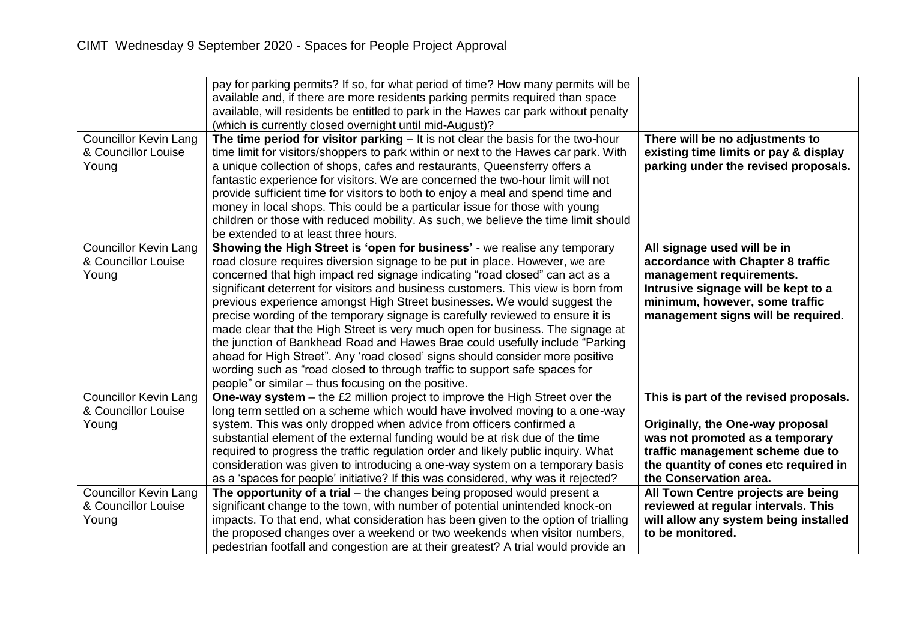|  |  |  |
|---|---|---|
|  | pay for parking permits? If so, for what period of time? How many permits will be available and, if there are more residents parking permits required than space available, will residents be entitled to park in the Hawes car park without penalty (which is currently closed overnight until mid-August)? |  |
| Councillor Kevin Lang & Councillor Louise Young | **The time period for visitor parking** – It is not clear the basis for the two-hour time limit for visitors/shoppers to park within or next to the Hawes car park. With a unique collection of shops, cafes and restaurants, Queensferry offers a fantastic experience for visitors. We are concerned the two-hour limit will not provide sufficient time for visitors to both to enjoy a meal and spend time and money in local shops. This could be a particular issue for those with young children or those with reduced mobility. As such, we believe the time limit should be extended to at least three hours. | **There will be no adjustments to existing time limits or pay & display parking under the revised proposals.** |
| Councillor Kevin Lang & Councillor Louise Young | **Showing the High Street is 'open for business'** - we realise any temporary road closure requires diversion signage to be put in place. However, we are concerned that high impact red signage indicating "road closed" can act as a significant deterrent for visitors and business customers. This view is born from previous experience amongst High Street businesses. We would suggest the precise wording of the temporary signage is carefully reviewed to ensure it is made clear that the High Street is very much open for business. The signage at the junction of Bankhead Road and Hawes Brae could usefully include "Parking ahead for High Street". Any 'road closed' signs should consider more positive wording such as "road closed to through traffic to support safe spaces for people" or similar – thus focusing on the positive. | **All signage used will be in accordance with Chapter 8 traffic management requirements. Intrusive signage will be kept to a minimum, however, some traffic management signs will be required.** |
| Councillor Kevin Lang & Councillor Louise Young | **One-way system** – the £2 million project to improve the High Street over the long term settled on a scheme which would have involved moving to a one-way system. This was only dropped when advice from officers confirmed a substantial element of the external funding would be at risk due of the time required to progress the traffic regulation order and likely public inquiry. What consideration was given to introducing a one-way system on a temporary basis as a 'spaces for people' initiative? If this was considered, why was it rejected? | **This is part of the revised proposals.**<br><br>**Originally, the One-way proposal was not promoted as a temporary traffic management scheme due to the quantity of cones etc required in the Conservation area.** |
| Councillor Kevin Lang & Councillor Louise Young | **The opportunity of a trial** – the changes being proposed would present a significant change to the town, with number of potential unintended knock-on impacts. To that end, what consideration has been given to the option of trialling the proposed changes over a weekend or two weekends when visitor numbers, pedestrian footfall and congestion are at their greatest? A trial would provide an | **All Town Centre projects are being reviewed at regular intervals. This will allow any system being installed to be monitored.** |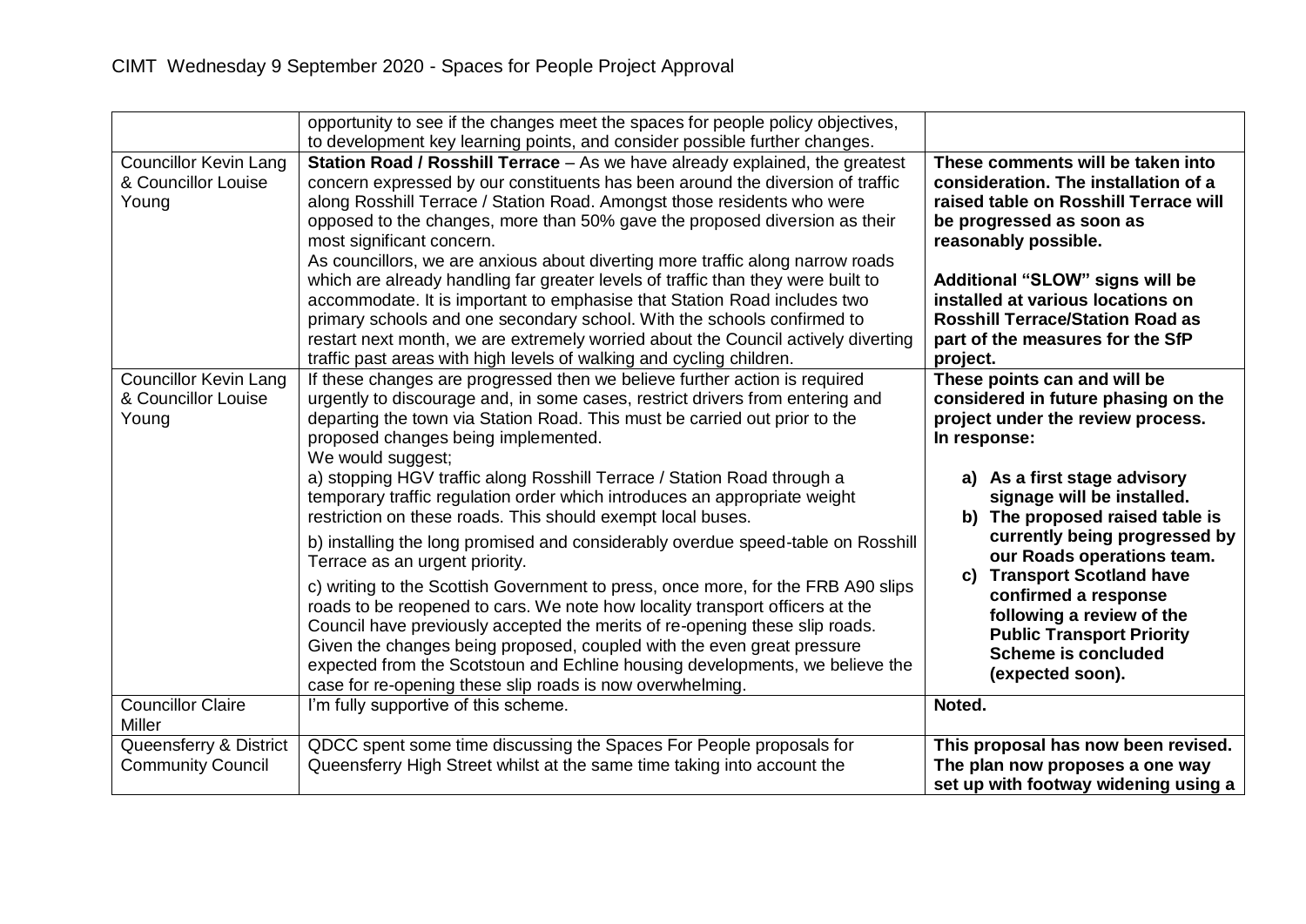# CIMT Wednesday 9 September 2020 - Spaces for People Project Approval

| | | |
|---|---|---|
| | opportunity to see if the changes meet the spaces for people policy objectives, to development key learning points, and consider possible further changes. | |
| Councillor Kevin Lang & Councillor Louise Young | **Station Road / Rosshill Terrace** – As we have already explained, the greatest concern expressed by our constituents has been around the diversion of traffic along Rosshill Terrace / Station Road. Amongst those residents who were opposed to the changes, more than 50% gave the proposed diversion as their most significant concern.<br>As councillors, we are anxious about diverting more traffic along narrow roads which are already handling far greater levels of traffic than they were built to accommodate. It is important to emphasise that Station Road includes two primary schools and one secondary school. With the schools confirmed to restart next month, we are extremely worried about the Council actively diverting traffic past areas with high levels of walking and cycling children. | **These comments will be taken into consideration. The installation of a raised table on Rosshill Terrace will be progressed as soon as reasonably possible.**<br><br>**Additional "SLOW" signs will be installed at various locations on Rosshill Terrace/Station Road as part of the measures for the SfP project.** |
| Councillor Kevin Lang & Councillor Louise Young | If these changes are progressed then we believe further action is required urgently to discourage and, in some cases, restrict drivers from entering and departing the town via Station Road. This must be carried out prior to the proposed changes being implemented.<br>We would suggest;<br>a) stopping HGV traffic along Rosshill Terrace / Station Road through a temporary traffic regulation order which introduces an appropriate weight restriction on these roads. This should exempt local buses.<br>b) installing the long promised and considerably overdue speed-table on Rosshill Terrace as an urgent priority.<br>c) writing to the Scottish Government to press, once more, for the FRB A90 slips roads to be reopened to cars. We note how locality transport officers at the Council have previously accepted the merits of re-opening these slip roads. Given the changes being proposed, coupled with the even great pressure expected from the Scotstoun and Echline housing developments, we believe the case for re-opening these slip roads is now overwhelming. | **These points can and will be considered in future phasing on the project under the review process. In response:**<br><br>**a) As a first stage advisory signage will be installed.**<br>**b) The proposed raised table is currently being progressed by our Roads operations team.**<br>**c) Transport Scotland have confirmed a response following a review of the Public Transport Priority Scheme is concluded (expected soon).** |
| Councillor Claire Miller | I'm fully supportive of this scheme. | **Noted.** |
| Queensferry & District Community Council | QDCC spent some time discussing the Spaces For People proposals for Queensferry High Street whilst at the same time taking into account the | **This proposal has now been revised. The plan now proposes a one way set up with footway widening using a** |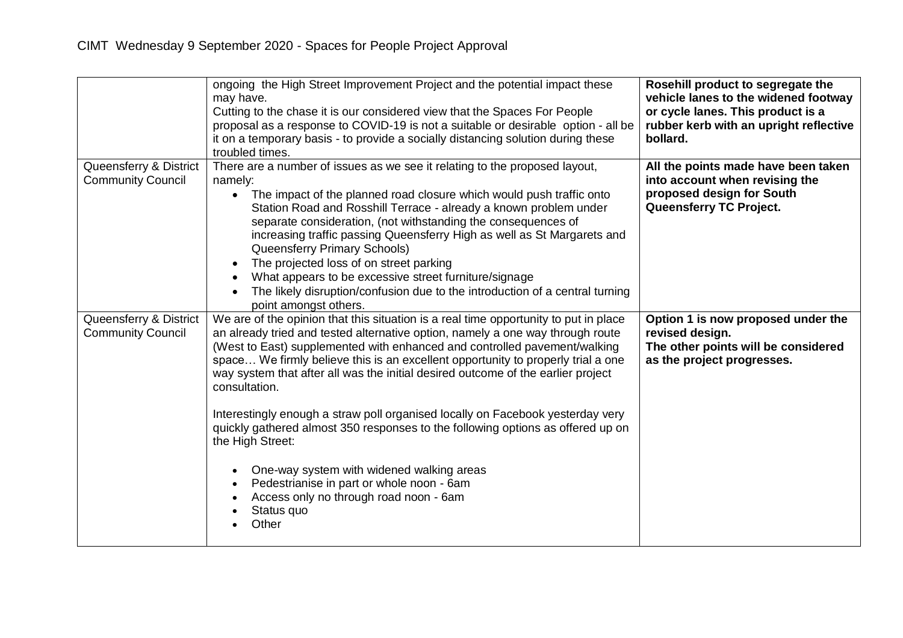| | | |
|---|---|---|
| | ongoing the High Street Improvement Project and the potential impact these may have.<br>Cutting to the chase it is our considered view that the Spaces For People proposal as a response to COVID-19 is not a suitable or desirable option - all be it on a temporary basis - to provide a socially distancing solution during these troubled times. | **Rosehill product to segregate the vehicle lanes to the widened footway or cycle lanes. This product is a rubber kerb with an upright reflective bollard.** |
| Queensferry & District Community Council | There are a number of issues as we see it relating to the proposed layout, namely:<br>• The impact of the planned road closure which would push traffic onto Station Road and Rosshill Terrace - already a known problem under separate consideration, (not withstanding the consequences of increasing traffic passing Queensferry High as well as St Margarets and Queensferry Primary Schools)<br>• The projected loss of on street parking<br>• What appears to be excessive street furniture/signage<br>• The likely disruption/confusion due to the introduction of a central turning point amongst others. | **All the points made have been taken into account when revising the proposed design for South Queensferry TC Project.** |
| Queensferry & District Community Council | We are of the opinion that this situation is a real time opportunity to put in place an already tried and tested alternative option, namely a one way through route (West to East) supplemented with enhanced and controlled pavement/walking space… We firmly believe this is an excellent opportunity to properly trial a one way system that after all was the initial desired outcome of the earlier project consultation.<br><br>Interestingly enough a straw poll organised locally on Facebook yesterday very quickly gathered almost 350 responses to the following options as offered up on the High Street:<br><br>• One-way system with widened walking areas<br>• Pedestrianise in part or whole noon - 6am<br>• Access only no through road noon - 6am<br>• Status quo<br>• Other | **Option 1 is now proposed under the revised design.<br>The other points will be considered as the project progresses.** |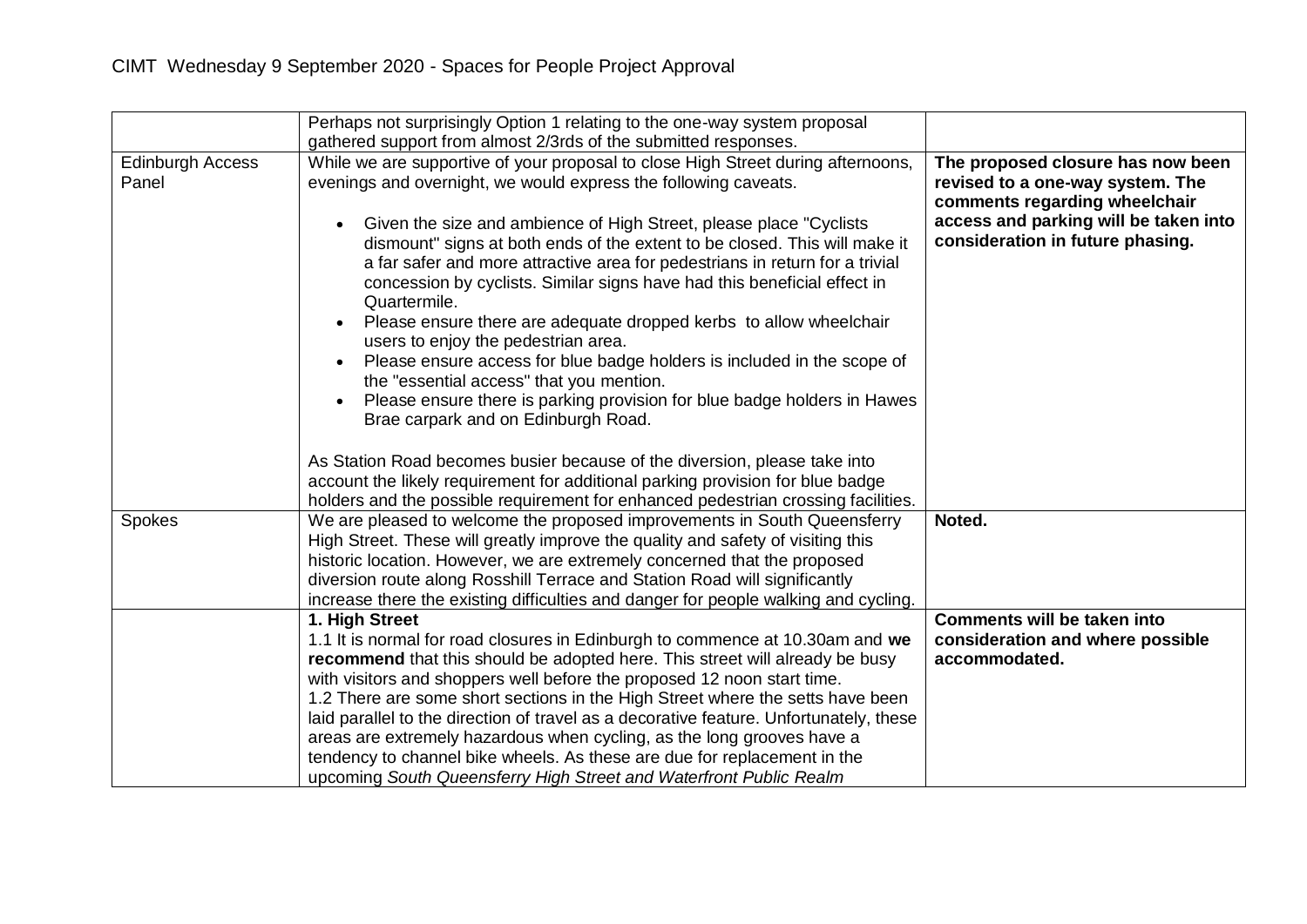CIMT Wednesday 9 September 2020 - Spaces for People Project Approval

| | | |
|---|---|---|
| | Perhaps not surprisingly Option 1 relating to the one-way system proposal gathered support from almost 2/3rds of the submitted responses. | |
| Edinburgh Access Panel | While we are supportive of your proposal to close High Street during afternoons, evenings and overnight, we would express the following caveats.<br><br>• Given the size and ambience of High Street, please place "Cyclists dismount" signs at both ends of the extent to be closed. This will make it a far safer and more attractive area for pedestrians in return for a trivial concession by cyclists. Similar signs have had this beneficial effect in Quartermile.<br>• Please ensure there are adequate dropped kerbs to allow wheelchair users to enjoy the pedestrian area.<br>• Please ensure access for blue badge holders is included in the scope of the "essential access" that you mention.<br>• Please ensure there is parking provision for blue badge holders in Hawes Brae carpark and on Edinburgh Road.<br><br>As Station Road becomes busier because of the diversion, please take into account the likely requirement for additional parking provision for blue badge holders and the possible requirement for enhanced pedestrian crossing facilities. | **The proposed closure has now been revised to a one-way system. The comments regarding wheelchair access and parking will be taken into consideration in future phasing.** |
| Spokes | We are pleased to welcome the proposed improvements in South Queensferry High Street. These will greatly improve the quality and safety of visiting this historic location. However, we are extremely concerned that the proposed diversion route along Rosshill Terrace and Station Road will significantly increase there the existing difficulties and danger for people walking and cycling. | **Noted.** |
| | **1. High Street**<br>1.1 It is normal for road closures in Edinburgh to commence at 10.30am and **we recommend** that this should be adopted here. This street will already be busy with visitors and shoppers well before the proposed 12 noon start time.<br>1.2 There are some short sections in the High Street where the setts have been laid parallel to the direction of travel as a decorative feature. Unfortunately, these areas are extremely hazardous when cycling, as the long grooves have a tendency to channel bike wheels. As these are due for replacement in the upcoming *South Queensferry High Street and Waterfront Public Realm* | **Comments will be taken into consideration and where possible accommodated.** |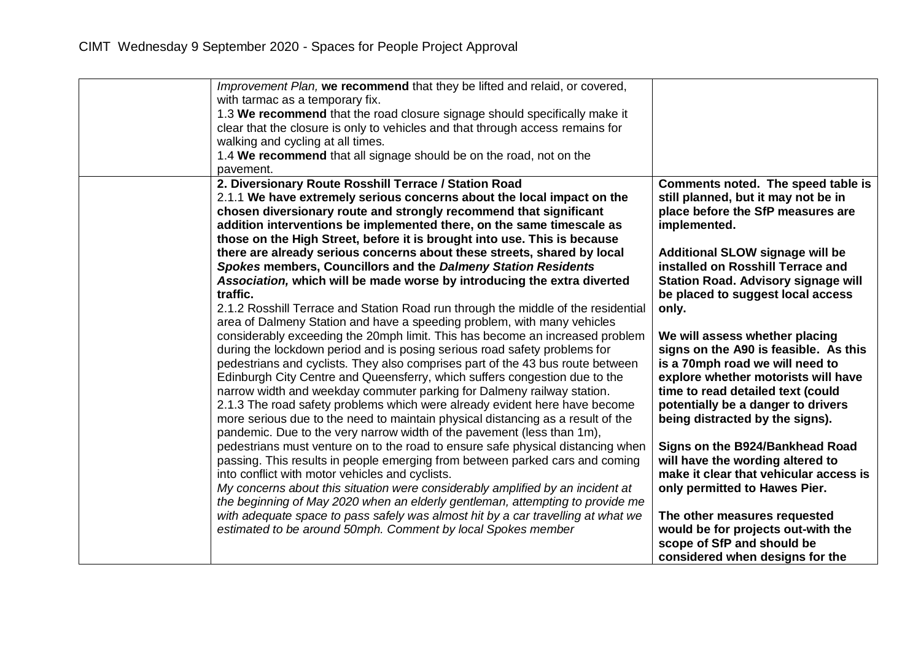# CIMT Wednesday 9 September 2020 - Spaces for People Project Approval

| | | |
|---|---|---|
| | *Improvement Plan,* **we recommend** that they be lifted and relaid, or covered, with tarmac as a temporary fix.<br>1.3 **We recommend** that the road closure signage should specifically make it clear that the closure is only to vehicles and that through access remains for walking and cycling at all times.<br>1.4 **We recommend** that all signage should be on the road, not on the pavement. | |
| | **2. Diversionary Route Rosshill Terrace / Station Road**<br>2.1.1 **We have extremely serious concerns about the local impact on the chosen diversionary route and strongly recommend that significant addition interventions be implemented there, on the same timescale as those on the High Street, before it is brought into use. This is because there are already serious concerns about these streets, shared by local *Spokes* members, Councillors and the *Dalmeny Station Residents Association,* which will be made worse by introducing the extra diverted traffic.**<br>2.1.2 Rosshill Terrace and Station Road run through the middle of the residential area of Dalmeny Station and have a speeding problem, with many vehicles considerably exceeding the 20mph limit. This has become an increased problem during the lockdown period and is posing serious road safety problems for pedestrians and cyclists. They also comprises part of the 43 bus route between Edinburgh City Centre and Queensferry, which suffers congestion due to the narrow width and weekday commuter parking for Dalmeny railway station.<br>2.1.3 The road safety problems which were already evident here have become more serious due to the need to maintain physical distancing as a result of the pandemic. Due to the very narrow width of the pavement (less than 1m), pedestrians must venture on to the road to ensure safe physical distancing when passing. This results in people emerging from between parked cars and coming into conflict with motor vehicles and cyclists.<br>*My concerns about this situation were considerably amplified by an incident at the beginning of May 2020 when an elderly gentleman, attempting to provide me with adequate space to pass safely was almost hit by a car travelling at what we estimated to be around 50mph. Comment by local Spokes member* | **Comments noted. The speed table is still planned, but it may not be in place before the SfP measures are implemented.**<br><br>**Additional SLOW signage will be installed on Rosshill Terrace and Station Road. Advisory signage will be placed to suggest local access only.**<br><br>**We will assess whether placing signs on the A90 is feasible. As this is a 70mph road we will need to explore whether motorists will have time to read detailed text (could potentially be a danger to drivers being distracted by the signs).**<br><br>**Signs on the B924/Bankhead Road will have the wording altered to make it clear that vehicular access is only permitted to Hawes Pier.**<br><br>**The other measures requested would be for projects out-with the scope of SfP and should be considered when designs for the** |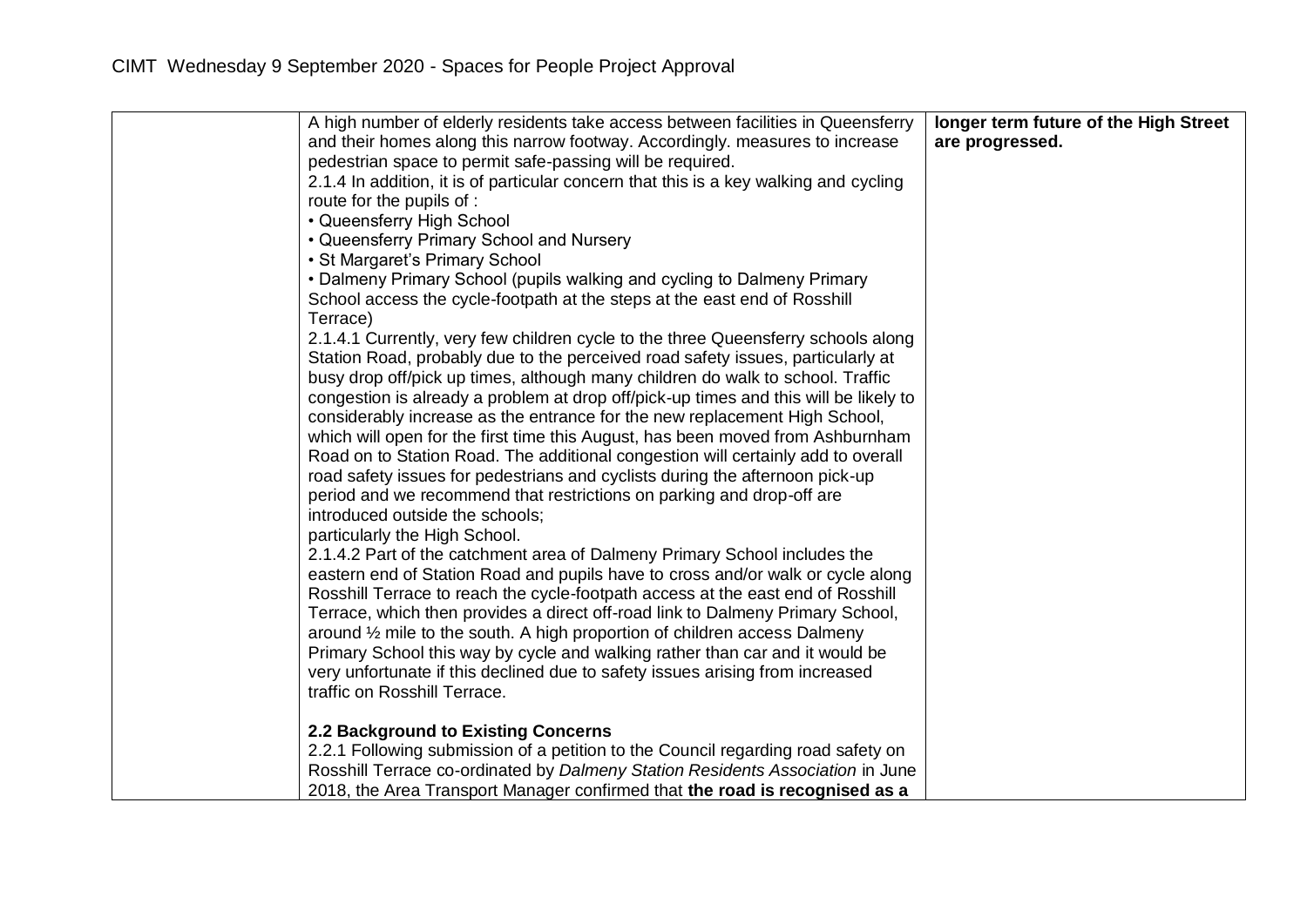| | | |
|---|---|---|
| | A high number of elderly residents take access between facilities in Queensferry and their homes along this narrow footway. Accordingly. measures to increase pedestrian space to permit safe-passing will be required.<br>2.1.4 In addition, it is of particular concern that this is a key walking and cycling route for the pupils of :<br>• Queensferry High School<br>• Queensferry Primary School and Nursery<br>• St Margaret's Primary School<br>• Dalmeny Primary School (pupils walking and cycling to Dalmeny Primary School access the cycle-footpath at the steps at the east end of Rosshill Terrace)<br>2.1.4.1 Currently, very few children cycle to the three Queensferry schools along Station Road, probably due to the perceived road safety issues, particularly at busy drop off/pick up times, although many children do walk to school. Traffic congestion is already a problem at drop off/pick-up times and this will be likely to considerably increase as the entrance for the new replacement High School, which will open for the first time this August, has been moved from Ashburnham Road on to Station Road. The additional congestion will certainly add to overall road safety issues for pedestrians and cyclists during the afternoon pick-up period and we recommend that restrictions on parking and drop-off are introduced outside the schools;<br>particularly the High School.<br>2.1.4.2 Part of the catchment area of Dalmeny Primary School includes the eastern end of Station Road and pupils have to cross and/or walk or cycle along Rosshill Terrace to reach the cycle-footpath access at the east end of Rosshill Terrace, which then provides a direct off-road link to Dalmeny Primary School, around ½ mile to the south. A high proportion of children access Dalmeny Primary School this way by cycle and walking rather than car and it would be very unfortunate if this declined due to safety issues arising from increased traffic on Rosshill Terrace.<br><br>**2.2 Background to Existing Concerns**<br>2.2.1 Following submission of a petition to the Council regarding road safety on Rosshill Terrace co-ordinated by *Dalmeny Station Residents Association* in June 2018, the Area Transport Manager confirmed that **the road is recognised as a** | **longer term future of the High Street are progressed.** |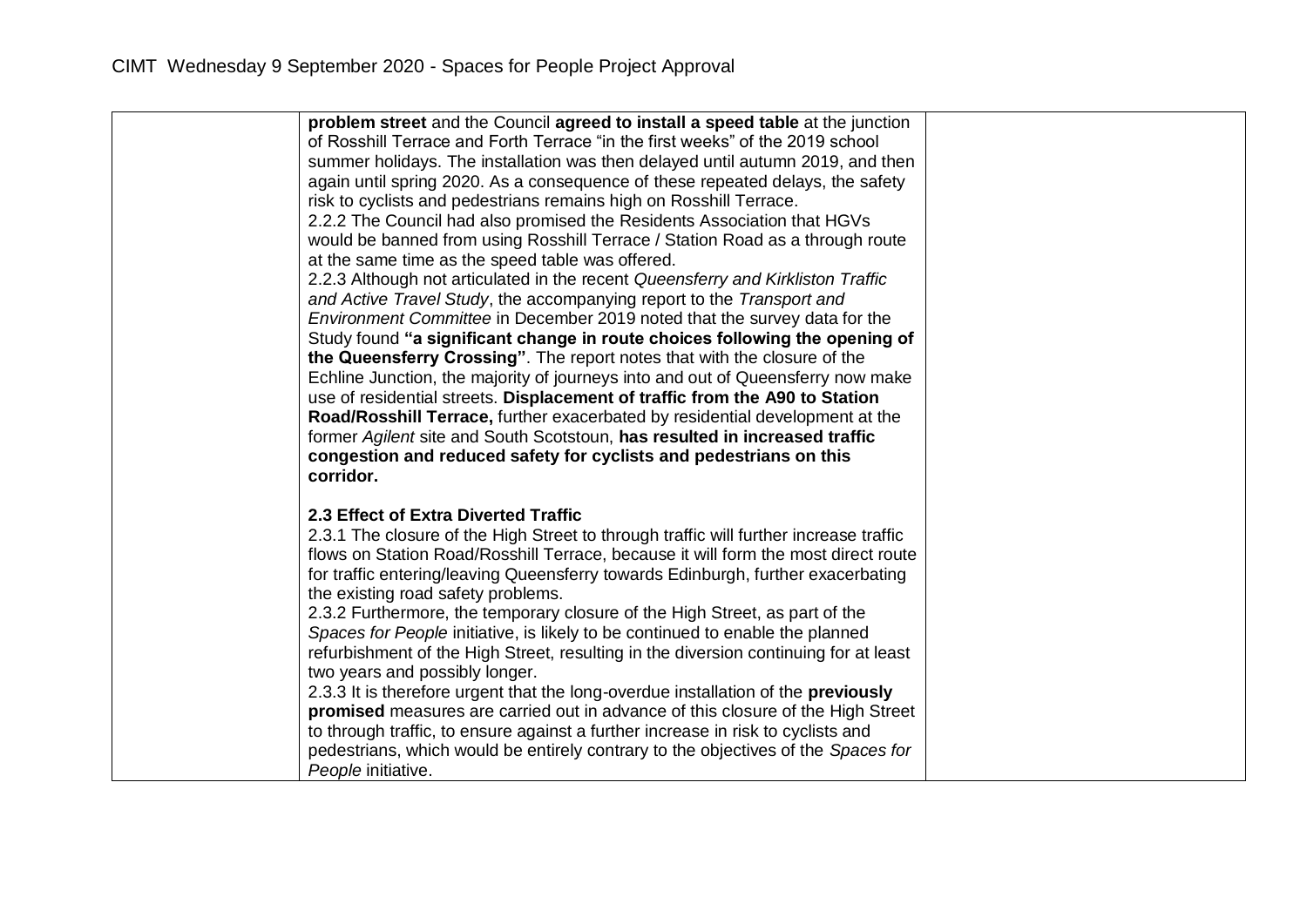| | | |
|---|---|---|
| | **problem street** and the Council **agreed to install a speed table** at the junction of Rosshill Terrace and Forth Terrace "in the first weeks" of the 2019 school summer holidays. The installation was then delayed until autumn 2019, and then again until spring 2020. As a consequence of these repeated delays, the safety risk to cyclists and pedestrians remains high on Rosshill Terrace.<br>2.2.2 The Council had also promised the Residents Association that HGVs would be banned from using Rosshill Terrace / Station Road as a through route at the same time as the speed table was offered.<br>2.2.3 Although not articulated in the recent *Queensferry and Kirkliston Traffic and Active Travel Study*, the accompanying report to the *Transport and Environment Committee* in December 2019 noted that the survey data for the Study found **"a significant change in route choices following the opening of the Queensferry Crossing"**. The report notes that with the closure of the Echline Junction, the majority of journeys into and out of Queensferry now make use of residential streets. **Displacement of traffic from the A90 to Station Road/Rosshill Terrace,** further exacerbated by residential development at the former *Agilent* site and South Scotstoun, **has resulted in increased traffic congestion and reduced safety for cyclists and pedestrians on this corridor.**<br><br>**2.3 Effect of Extra Diverted Traffic**<br>2.3.1 The closure of the High Street to through traffic will further increase traffic flows on Station Road/Rosshill Terrace, because it will form the most direct route for traffic entering/leaving Queensferry towards Edinburgh, further exacerbating the existing road safety problems.<br>2.3.2 Furthermore, the temporary closure of the High Street, as part of the *Spaces for People* initiative, is likely to be continued to enable the planned refurbishment of the High Street, resulting in the diversion continuing for at least two years and possibly longer.<br>2.3.3 It is therefore urgent that the long-overdue installation of the **previously promised** measures are carried out in advance of this closure of the High Street to through traffic, to ensure against a further increase in risk to cyclists and pedestrians, which would be entirely contrary to the objectives of the *Spaces for People* initiative. | |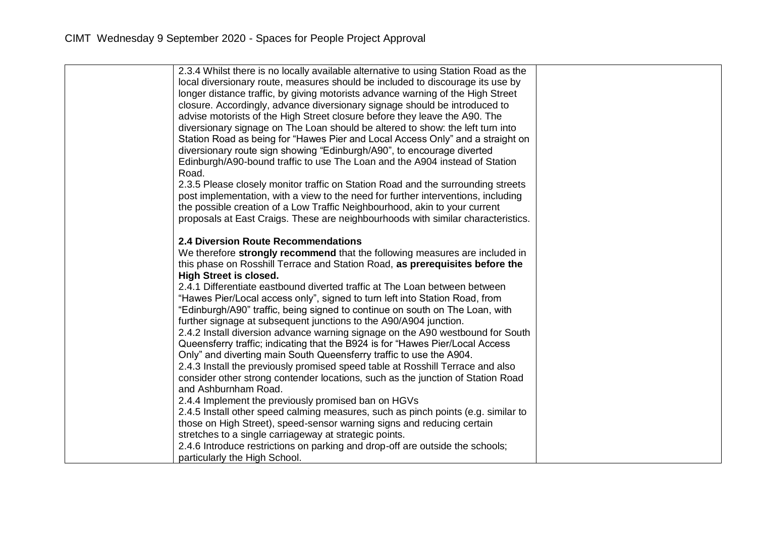| | | |
|---|---|---|
| | 2.3.4 Whilst there is no locally available alternative to using Station Road as the local diversionary route, measures should be included to discourage its use by longer distance traffic, by giving motorists advance warning of the High Street closure. Accordingly, advance diversionary signage should be introduced to advise motorists of the High Street closure before they leave the A90. The diversionary signage on The Loan should be altered to show: the left turn into Station Road as being for "Hawes Pier and Local Access Only" and a straight on diversionary route sign showing "Edinburgh/A90", to encourage diverted Edinburgh/A90-bound traffic to use The Loan and the A904 instead of Station Road.<br>2.3.5 Please closely monitor traffic on Station Road and the surrounding streets post implementation, with a view to the need for further interventions, including the possible creation of a Low Traffic Neighbourhood, akin to your current proposals at East Craigs. These are neighbourhoods with similar characteristics.<br><br>**2.4 Diversion Route Recommendations**<br>We therefore **strongly recommend** that the following measures are included in this phase on Rosshill Terrace and Station Road, **as prerequisites before the High Street is closed.**<br>2.4.1 Differentiate eastbound diverted traffic at The Loan between between "Hawes Pier/Local access only", signed to turn left into Station Road, from "Edinburgh/A90" traffic, being signed to continue on south on The Loan, with further signage at subsequent junctions to the A90/A904 junction.<br>2.4.2 Install diversion advance warning signage on the A90 westbound for South Queensferry traffic; indicating that the B924 is for "Hawes Pier/Local Access Only" and diverting main South Queensferry traffic to use the A904.<br>2.4.3 Install the previously promised speed table at Rosshill Terrace and also consider other strong contender locations, such as the junction of Station Road and Ashburnham Road.<br>2.4.4 Implement the previously promised ban on HGVs<br>2.4.5 Install other speed calming measures, such as pinch points (e.g. similar to those on High Street), speed-sensor warning signs and reducing certain stretches to a single carriageway at strategic points.<br>2.4.6 Introduce restrictions on parking and drop-off are outside the schools; particularly the High School. | |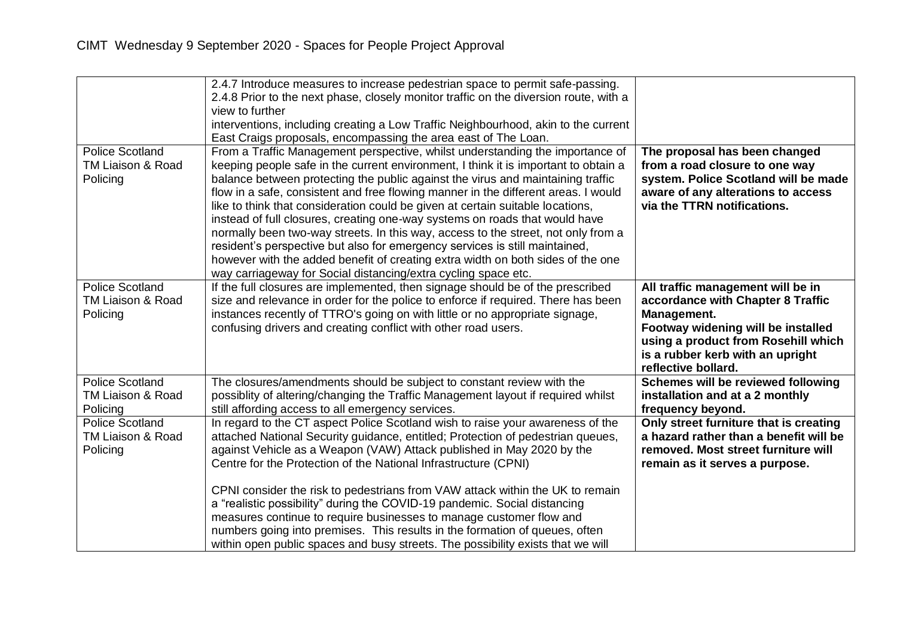CIMT Wednesday 9 September 2020 - Spaces for People Project Approval

| | | |
|---|---|---|
| | 2.4.7 Introduce measures to increase pedestrian space to permit safe-passing.<br>2.4.8 Prior to the next phase, closely monitor traffic on the diversion route, with a view to further<br>interventions, including creating a Low Traffic Neighbourhood, akin to the current East Craigs proposals, encompassing the area east of The Loan. | |
| Police Scotland TM Liaison & Road Policing | From a Traffic Management perspective, whilst understanding the importance of keeping people safe in the current environment, I think it is important to obtain a balance between protecting the public against the virus and maintaining traffic flow in a safe, consistent and free flowing manner in the different areas. I would like to think that consideration could be given at certain suitable locations, instead of full closures, creating one-way systems on roads that would have normally been two-way streets. In this way, access to the street, not only from a resident's perspective but also for emergency services is still maintained, however with the added benefit of creating extra width on both sides of the one way carriageway for Social distancing/extra cycling space etc. | **The proposal has been changed from a road closure to one way system. Police Scotland will be made aware of any alterations to access via the TTRN notifications.** |
| Police Scotland TM Liaison & Road Policing | If the full closures are implemented, then signage should be of the prescribed size and relevance in order for the police to enforce if required. There has been instances recently of TTRO's going on with little or no appropriate signage, confusing drivers and creating conflict with other road users. | **All traffic management will be in accordance with Chapter 8 Traffic Management.**<br>**Footway widening will be installed using a product from Rosehill which is a rubber kerb with an upright reflective bollard.** |
| Police Scotland TM Liaison & Road Policing | The closures/amendments should be subject to constant review with the possiblity of altering/changing the Traffic Management layout if required whilst still affording access to all emergency services. | **Schemes will be reviewed following installation and at a 2 monthly frequency beyond.** |
| Police Scotland TM Liaison & Road Policing | In regard to the CT aspect Police Scotland wish to raise your awareness of the attached National Security guidance, entitled; Protection of pedestrian queues, against Vehicle as a Weapon (VAW) Attack published in May 2020 by the Centre for the Protection of the National Infrastructure (CPNI)<br><br>CPNI consider the risk to pedestrians from VAW attack within the UK to remain a "realistic possibility" during the COVID-19 pandemic. Social distancing measures continue to require businesses to manage customer flow and numbers going into premises. This results in the formation of queues, often within open public spaces and busy streets. The possibility exists that we will | **Only street furniture that is creating a hazard rather than a benefit will be removed. Most street furniture will remain as it serves a purpose.** |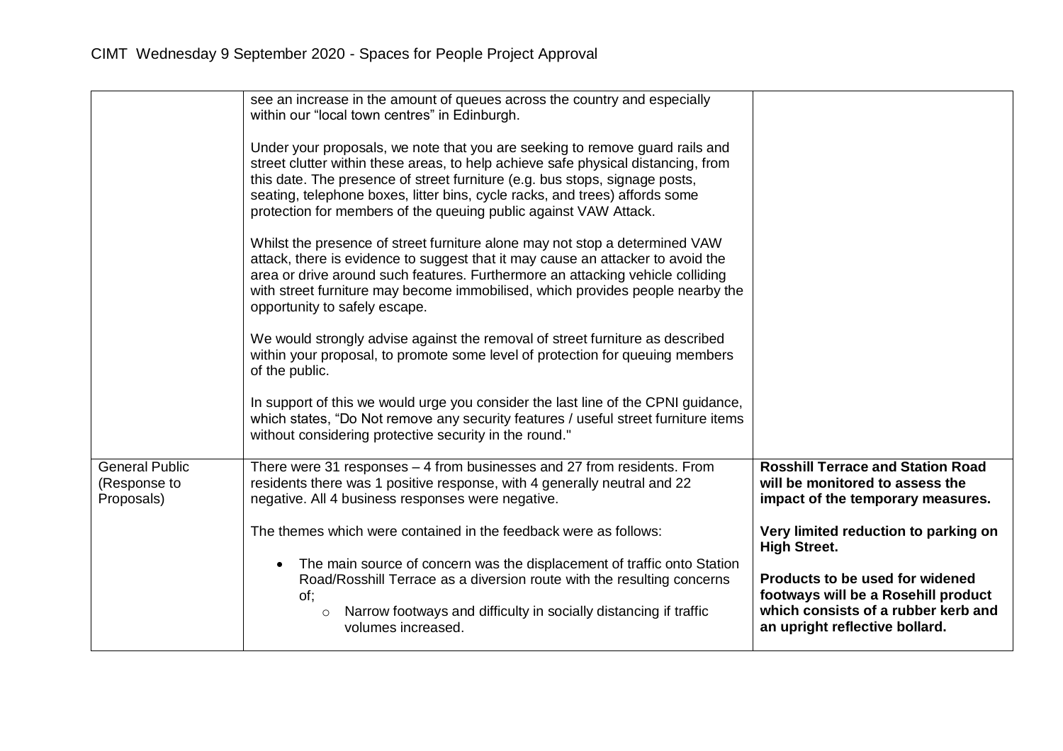| | | |
|---|---|---|
| | see an increase in the amount of queues across the country and especially within our "local town centres" in Edinburgh.<br><br>Under your proposals, we note that you are seeking to remove guard rails and street clutter within these areas, to help achieve safe physical distancing, from this date. The presence of street furniture (e.g. bus stops, signage posts, seating, telephone boxes, litter bins, cycle racks, and trees) affords some protection for members of the queuing public against VAW Attack.<br><br>Whilst the presence of street furniture alone may not stop a determined VAW attack, there is evidence to suggest that it may cause an attacker to avoid the area or drive around such features. Furthermore an attacking vehicle colliding with street furniture may become immobilised, which provides people nearby the opportunity to safely escape.<br><br>We would strongly advise against the removal of street furniture as described within your proposal, to promote some level of protection for queuing members of the public.<br><br>In support of this we would urge you consider the last line of the CPNI guidance, which states, "Do Not remove any security features / useful street furniture items without considering protective security in the round." | |
| General Public (Response to Proposals) | There were 31 responses – 4 from businesses and 27 from residents. From residents there was 1 positive response, with 4 generally neutral and 22 negative. All 4 business responses were negative.<br><br>The themes which were contained in the feedback were as follows:<br><br>• The main source of concern was the displacement of traffic onto Station Road/Rosshill Terrace as a diversion route with the resulting concerns of;<br>&nbsp;&nbsp;&nbsp;&nbsp;○ Narrow footways and difficulty in socially distancing if traffic volumes increased. | **Rosshill Terrace and Station Road will be monitored to assess the impact of the temporary measures.**<br><br>**Very limited reduction to parking on High Street.**<br><br>**Products to be used for widened footways will be a Rosehill product which consists of a rubber kerb and an upright reflective bollard.** |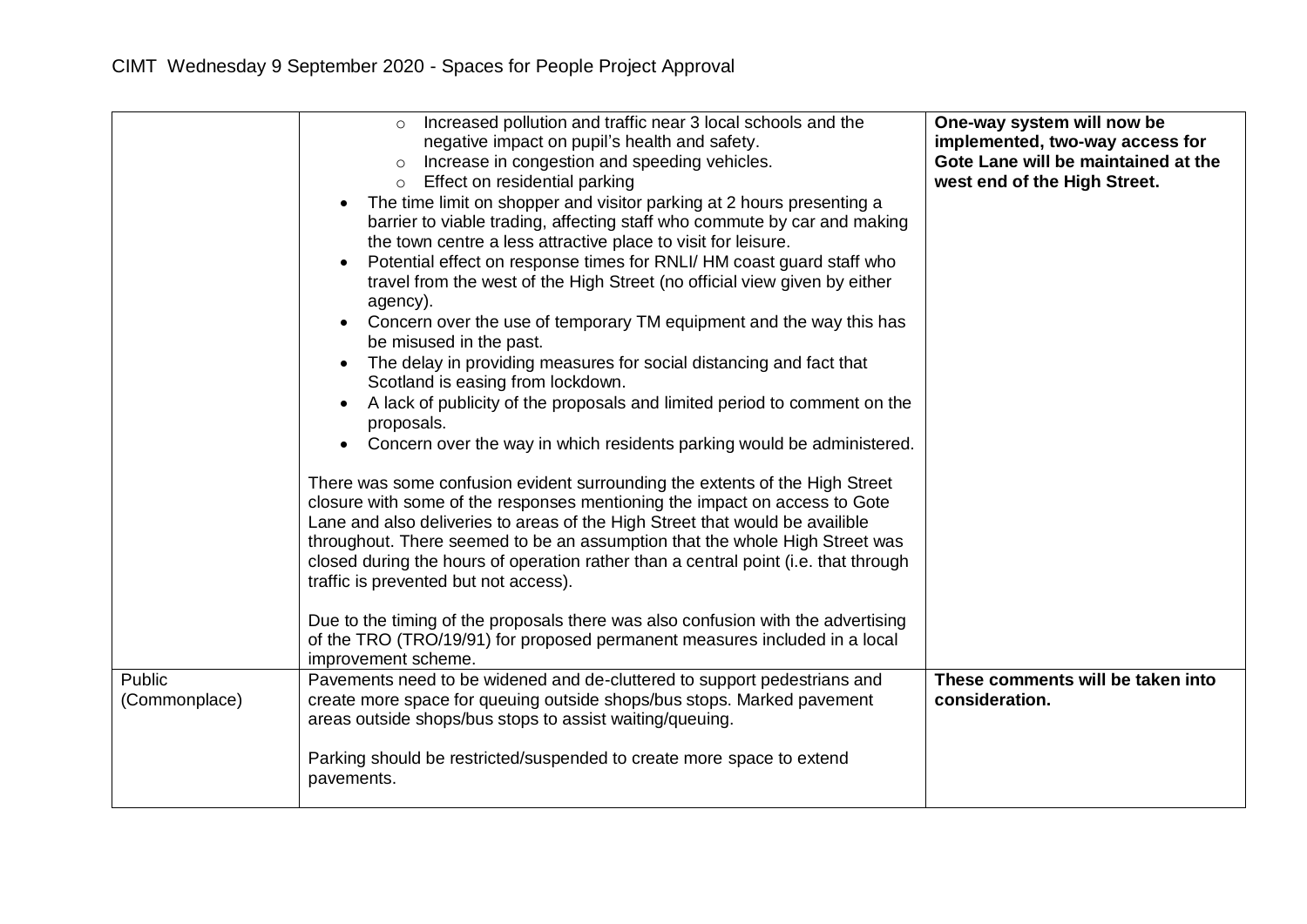CIMT Wednesday 9 September 2020 - Spaces for People Project Approval

| | | |
|---|---|---|
| | ◦ Increased pollution and traffic near 3 local schools and the negative impact on pupil's health and safety.<br>◦ Increase in congestion and speeding vehicles.<br>◦ Effect on residential parking<br>• The time limit on shopper and visitor parking at 2 hours presenting a barrier to viable trading, affecting staff who commute by car and making the town centre a less attractive place to visit for leisure.<br>• Potential effect on response times for RNLI/ HM coast guard staff who travel from the west of the High Street (no official view given by either agency).<br>• Concern over the use of temporary TM equipment and the way this has be misused in the past.<br>• The delay in providing measures for social distancing and fact that Scotland is easing from lockdown.<br>• A lack of publicity of the proposals and limited period to comment on the proposals.<br>• Concern over the way in which residents parking would be administered.<br><br>There was some confusion evident surrounding the extents of the High Street closure with some of the responses mentioning the impact on access to Gote Lane and also deliveries to areas of the High Street that would be availible throughout. There seemed to be an assumption that the whole High Street was closed during the hours of operation rather than a central point (i.e. that through traffic is prevented but not access).<br><br>Due to the timing of the proposals there was also confusion with the advertising of the TRO (TRO/19/91) for proposed permanent measures included in a local improvement scheme. | **One-way system will now be implemented, two-way access for Gote Lane will be maintained at the west end of the High Street.** |
| Public (Commonplace) | Pavements need to be widened and de-cluttered to support pedestrians and create more space for queuing outside shops/bus stops. Marked pavement areas outside shops/bus stops to assist waiting/queuing.<br><br>Parking should be restricted/suspended to create more space to extend pavements. | **These comments will be taken into consideration.** |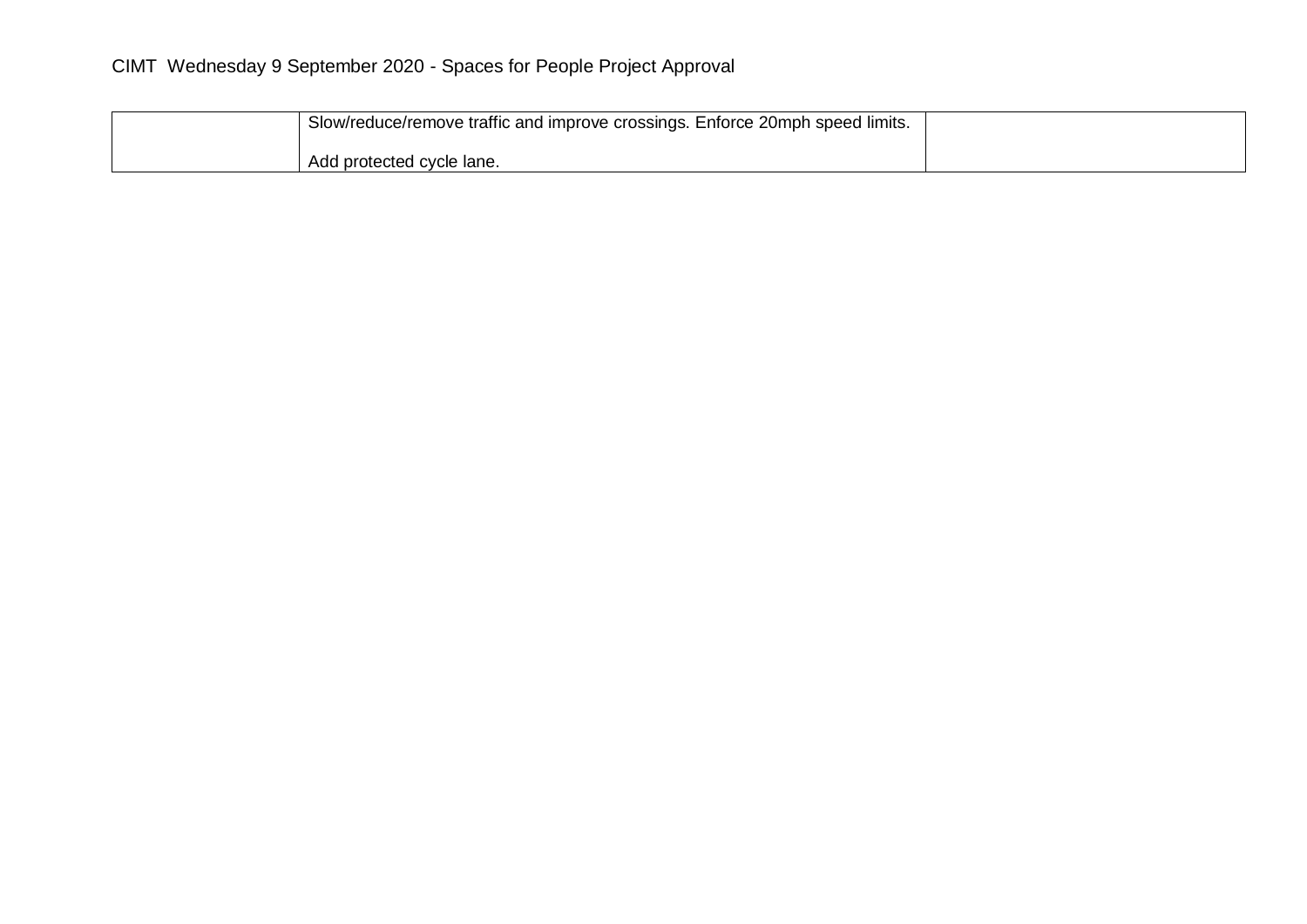| | | |
|---|---|---|
| | Slow/reduce/remove traffic and improve crossings. Enforce 20mph speed limits.<br><br>Add protected cycle lane. | |